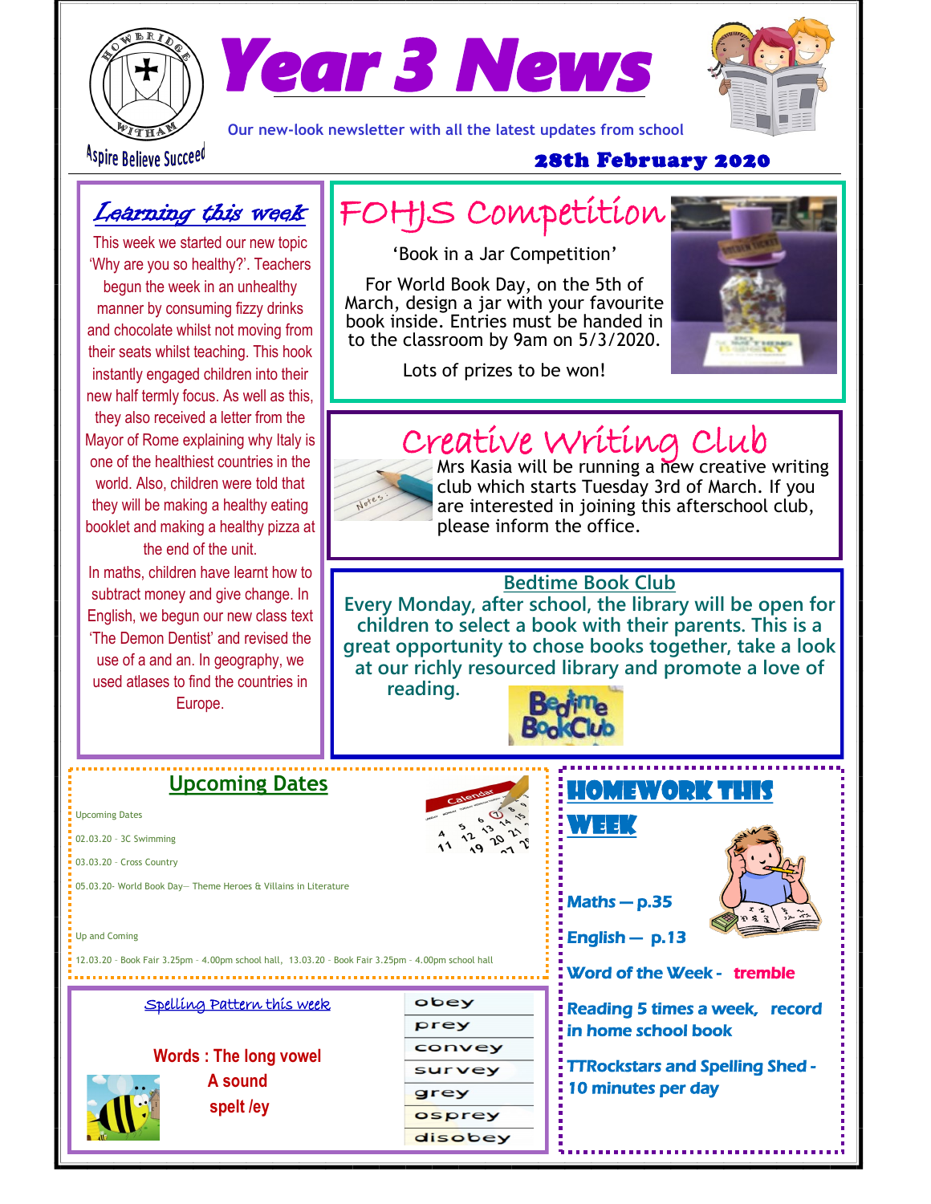# Year 3 News

Aspire Believe Succeed

Our new-look newsletter with all the latest updates from school

**28th February 2020**

## *Learning this week*

This week we started our new topic 'Why are you so healthy?'. Teachers begun the week in an unhealthy manner by consuming fizzy drinks and chocolate whilst not moving from their seats whilst teaching. This hook instantly engaged children into their new half termly focus. As well as this, they also received a letter from the Mayor of Rome explaining why Italy is one of the healthiest countries in the world. Also, children were told that they will be making a healthy eating booklet and making a healthy pizza at the end of the unit.

In maths, children have learnt how to subtract money and give change. In English, we begun our new class text 'The Demon Dentist' and revised the use of a and an. In geography, we used atlases to find the countries in Europe.

## FOHJS Competition

'Book in a Jar Competition'

For World Book Day, on the 5th of March, design a jar with your favourite book inside. Entries must be handed in to the classroom by 9am on 5/3/2020.

Lots of prizes to be won!

## Creative Writing Club

Mrs Kasia will be running a new creative writing club which starts Tuesday 3rd of March. If you are interested in joining this afterschool club, please inform the office.

## Bedtime Book Club

**Every Monday, after school, the library will be open for children to select a book with their parents. This is a great opportunity to chose books together, take a look at our richly resourced library and promote a love of reading.**

## Upcoming Dates

Upcoming Dates

02.03.20 - 3C Swimming

03.03.20 - Cross Country

05.03.20- World Book Day— Theme Heroes & Villains in Literature

Up and Coming

12.03.20 - Book Fair 3.25pm - 4.00pm school hall, 13.03.20 - Book Fair 3.25pm - 4.00pm school hall

## Homework this week

**Maths — p.35**

**English — p.13**

**Word of the Week - tremble**

**Reading 5 times a week, record in home school book**

**TTRockstars and Spelling Shed - 10 minutes per day**

## Spelling Pattern this week

**Words : The long vowel A sound spelt /ey**

- obey
- prey
- convey
- survey
- grey
- osprey
- disobey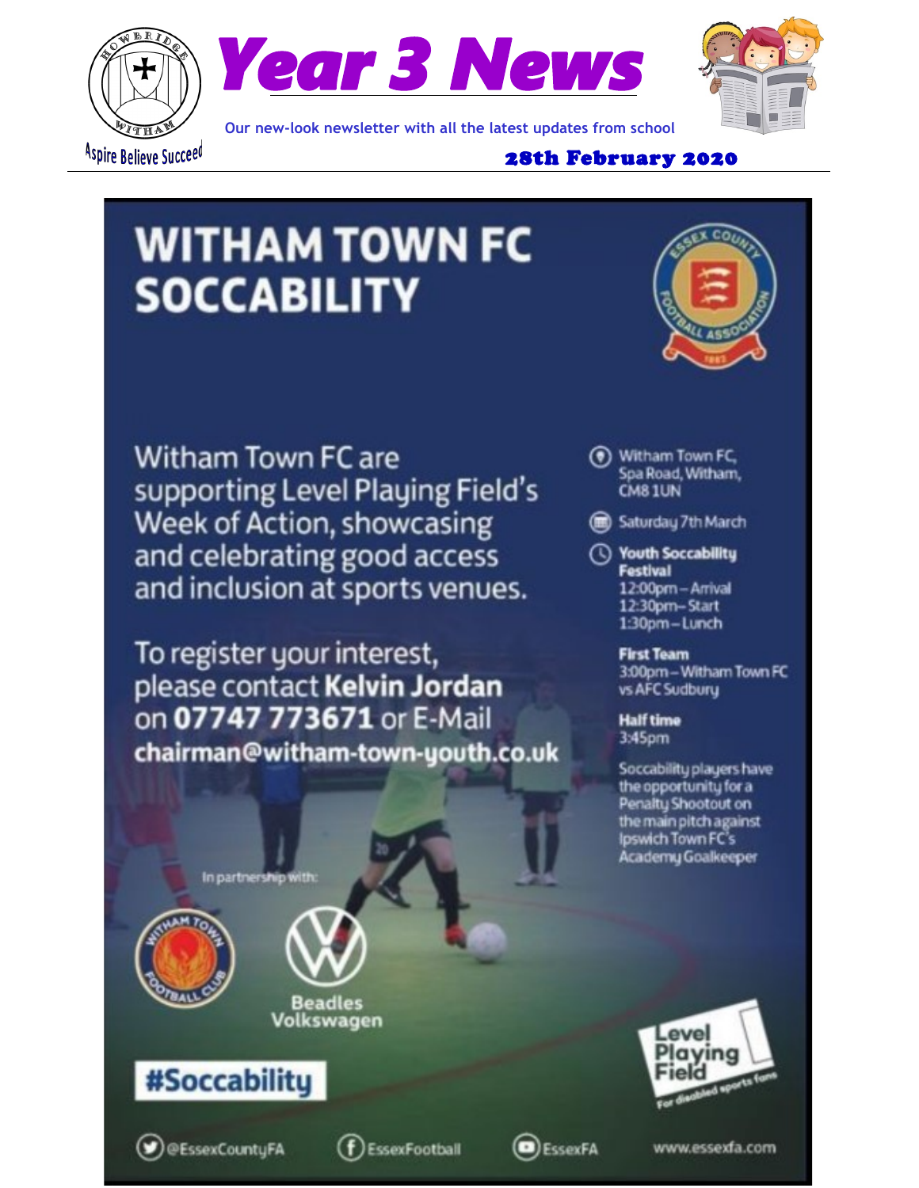# Year 3 News

Aspire Believe Succeed

Our new-look newsletter with all the latest updates from school

**28th February 2020**

# WITHAM TOWN FC SOCCABILITY

Witham Town FC are supporting Level Playing Field's Week of Action, showcasing and celebrating good access and inclusion at sports venues.

To register your interest, please contact **Kelvin Jordan** on **07747 773671** or E-Mail **chairman@witham-town-youth.co.uk**

Witham Town FC, Spa Road, Witham, CM8 1UN

Saturday 7th March

**Youth Soccability Festival**
12:00pm – Arrival
12:30pm – Start
1:30pm – Lunch

**First Team**
3:00pm – Witham Town FC vs AFC Sudbury

**Half time**
3:45pm

Soccability players have the opportunity for a Penalty Shootout on the main pitch against Ipswich Town FC's Academy Goalkeeper

In partnership with:

Beadles Volkswagen

**#Soccability**

Level Playing Field – For disabled sports fans

@EssexCountyFA EssexFootball EssexFA www.essexfa.com